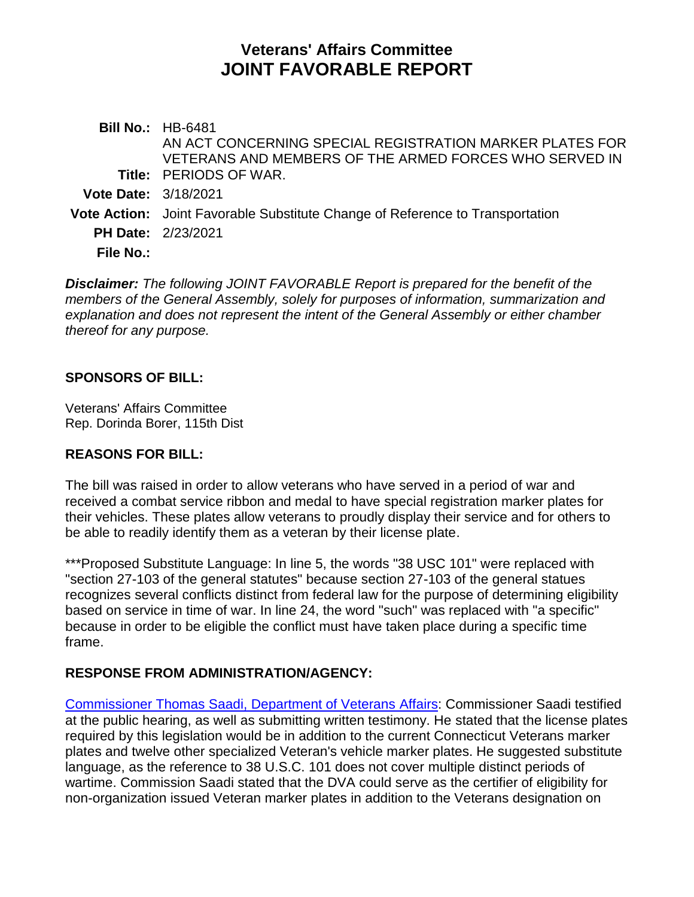# Veterans' Affairs Committee
# JOINT FAVORABLE REPORT

**Bill No.:** HB-6481

**Title:** AN ACT CONCERNING SPECIAL REGISTRATION MARKER PLATES FOR VETERANS AND MEMBERS OF THE ARMED FORCES WHO SERVED IN PERIODS OF WAR.

**Vote Date:** 3/18/2021

**Vote Action:** Joint Favorable Substitute Change of Reference to Transportation

**PH Date:** 2/23/2021

**File No.:**

***Disclaimer:*** *The following JOINT FAVORABLE Report is prepared for the benefit of the members of the General Assembly, solely for purposes of information, summarization and explanation and does not represent the intent of the General Assembly or either chamber thereof for any purpose.*

## SPONSORS OF BILL:

Veterans' Affairs Committee
Rep. Dorinda Borer, 115th Dist

## REASONS FOR BILL:

The bill was raised in order to allow veterans who have served in a period of war and received a combat service ribbon and medal to have special registration marker plates for their vehicles. These plates allow veterans to proudly display their service and for others to be able to readily identify them as a veteran by their license plate.

***Proposed Substitute Language: In line 5, the words "38 USC 101" were replaced with "section 27-103 of the general statutes" because section 27-103 of the general statues recognizes several conflicts distinct from federal law for the purpose of determining eligibility based on service in time of war. In line 24, the word "such" was replaced with "a specific" because in order to be eligible the conflict must have taken place during a specific time frame.

## RESPONSE FROM ADMINISTRATION/AGENCY:

Commissioner Thomas Saadi, Department of Veterans Affairs: Commissioner Saadi testified at the public hearing, as well as submitting written testimony. He stated that the license plates required by this legislation would be in addition to the current Connecticut Veterans marker plates and twelve other specialized Veteran's vehicle marker plates. He suggested substitute language, as the reference to 38 U.S.C. 101 does not cover multiple distinct periods of wartime. Commission Saadi stated that the DVA could serve as the certifier of eligibility for non-organization issued Veteran marker plates in addition to the Veterans designation on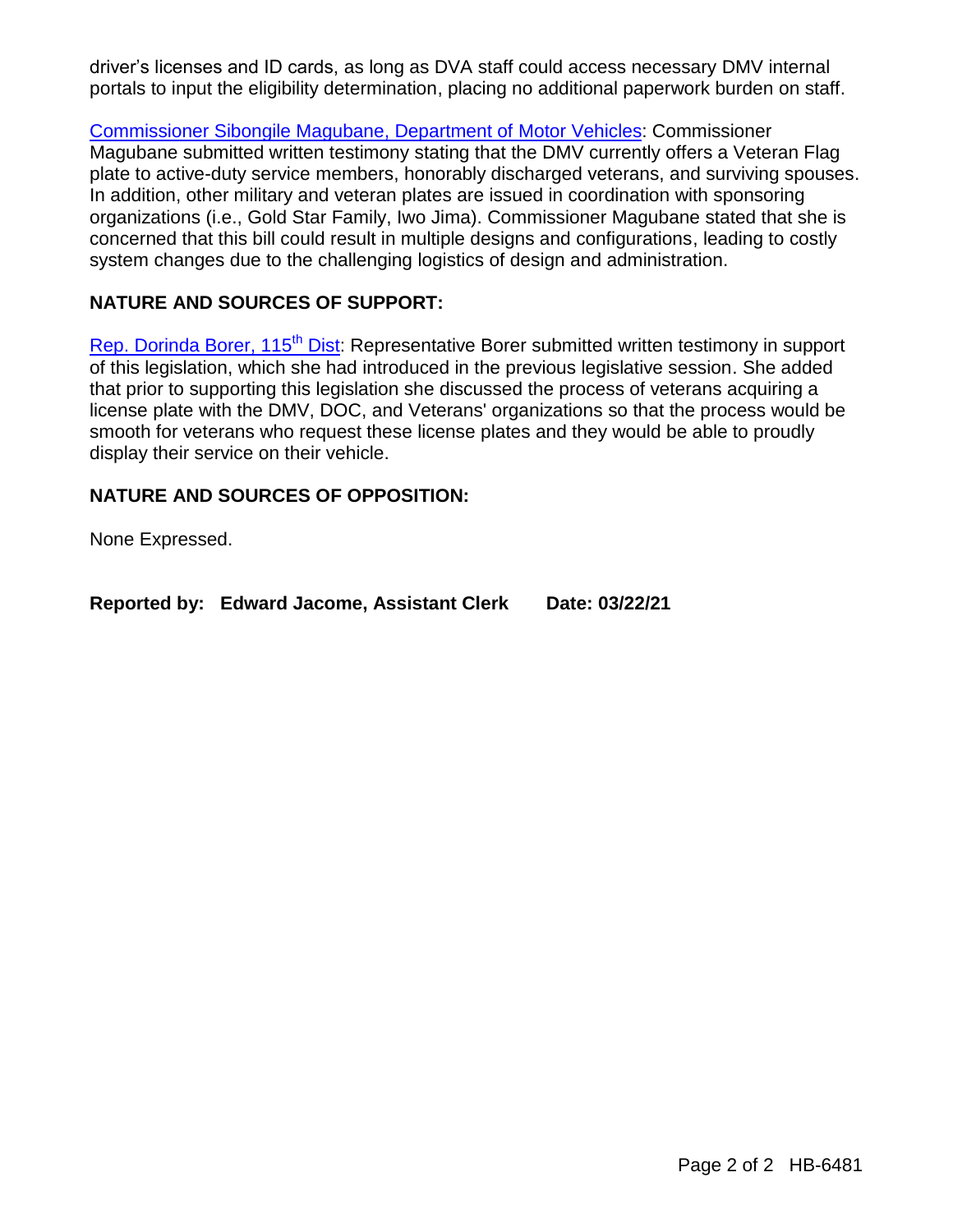driver's licenses and ID cards, as long as DVA staff could access necessary DMV internal portals to input the eligibility determination, placing no additional paperwork burden on staff.

Commissioner Sibongile Magubane, Department of Motor Vehicles: Commissioner Magubane submitted written testimony stating that the DMV currently offers a Veteran Flag plate to active-duty service members, honorably discharged veterans, and surviving spouses. In addition, other military and veteran plates are issued in coordination with sponsoring organizations (i.e., Gold Star Family, Iwo Jima). Commissioner Magubane stated that she is concerned that this bill could result in multiple designs and configurations, leading to costly system changes due to the challenging logistics of design and administration.

## NATURE AND SOURCES OF SUPPORT:

Rep. Dorinda Borer, 115th Dist: Representative Borer submitted written testimony in support of this legislation, which she had introduced in the previous legislative session. She added that prior to supporting this legislation she discussed the process of veterans acquiring a license plate with the DMV, DOC, and Veterans' organizations so that the process would be smooth for veterans who request these license plates and they would be able to proudly display their service on their vehicle.

## NATURE AND SOURCES OF OPPOSITION:

None Expressed.

**Reported by: Edward Jacome, Assistant Clerk Date: 03/22/21**